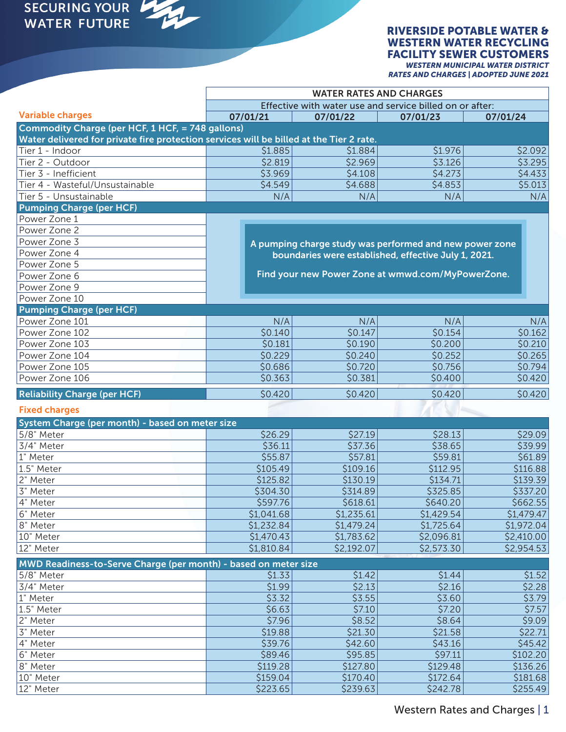SECURING YOUR WATER FUTURE

# RIVERSIDE POTABLE WATER & WESTERN WATER RECYCLING FACILITY SEWER CUSTOMERS

***WESTERN MUNICIPAL WATER DISTRICT RATES AND CHARGES | ADOPTED JUNE 2021***

| | WATER RATES AND CHARGES | | | |
|---|---|---|---|---|
| | Effective with water use and service billed on or after: | | | |
| **Variable charges** | **07/01/21** | **07/01/22** | **07/01/23** | **07/01/24** |
| **Commodity Charge (per HCF, 1 HCF, = 748 gallons)** | | | | |
| **Water delivered for private fire protection services will be billed at the Tier 2 rate.** | | | | |
| Tier 1 - Indoor | $1.885 | $1.884 | $1.976 | $2.092 |
| Tier 2 - Outdoor | $2.819 | $2.969 | $3.126 | $3.295 |
| Tier 3 - Inefficient | $3.969 | $4.108 | $4.273 | $4.433 |
| Tier 4 - Wasteful/Unsustainable | $4.549 | $4.688 | $4.853 | $5.013 |
| Tier 5 - Unsustainable | N/A | N/A | N/A | N/A |
| **Pumping Charge (per HCF)** | | | | |
| Power Zone 1 | A pumping charge study was performed and new power zone boundaries were established, effective July 1, 2021. Find your new Power Zone at wmwd.com/MyPowerZone. | | | |
| Power Zone 2 | | | | |
| Power Zone 3 | | | | |
| Power Zone 4 | | | | |
| Power Zone 5 | | | | |
| Power Zone 6 | | | | |
| Power Zone 9 | | | | |
| Power Zone 10 | | | | |
| **Pumping Charge (per HCF)** | | | | |
| Power Zone 101 | N/A | N/A | N/A | N/A |
| Power Zone 102 | $0.140 | $0.147 | $0.154 | $0.162 |
| Power Zone 103 | $0.181 | $0.190 | $0.200 | $0.210 |
| Power Zone 104 | $0.229 | $0.240 | $0.252 | $0.265 |
| Power Zone 105 | $0.686 | $0.720 | $0.756 | $0.794 |
| Power Zone 106 | $0.363 | $0.381 | $0.400 | $0.420 |
| **Reliability Charge (per HCF)** | $0.420 | $0.420 | $0.420 | $0.420 |
| **Fixed charges** | | | | |
| **System Charge (per month) - based on meter size** | | | | |
| 5/8" Meter | $26.29 | $27.19 | $28.13 | $29.09 |
| 3/4" Meter | $36.11 | $37.36 | $38.65 | $39.99 |
| 1" Meter | $55.87 | $57.81 | $59.81 | $61.89 |
| 1.5" Meter | $105.49 | $109.16 | $112.95 | $116.88 |
| 2" Meter | $125.82 | $130.19 | $134.71 | $139.39 |
| 3" Meter | $304.30 | $314.89 | $325.85 | $337.20 |
| 4" Meter | $597.76 | $618.61 | $640.20 | $662.55 |
| 6" Meter | $1,041.68 | $1,235.61 | $1,429.54 | $1,479.47 |
| 8" Meter | $1,232.84 | $1,479.24 | $1,725.64 | $1,972.04 |
| 10" Meter | $1,470.43 | $1,783.62 | $2,096.81 | $2,410.00 |
| 12" Meter | $1,810.84 | $2,192.07 | $2,573.30 | $2,954.53 |
| **MWD Readiness-to-Serve Charge (per month) - based on meter size** | | | | |
| 5/8" Meter | $1.33 | $1.42 | $1.44 | $1.52 |
| 3/4" Meter | $1.99 | $2.13 | $2.16 | $2.28 |
| 1" Meter | $3.32 | $3.55 | $3.60 | $3.79 |
| 1.5" Meter | $6.63 | $7.10 | $7.20 | $7.57 |
| 2" Meter | $7.96 | $8.52 | $8.64 | $9.09 |
| 3" Meter | $19.88 | $21.30 | $21.58 | $22.71 |
| 4" Meter | $39.76 | $42.60 | $43.16 | $45.42 |
| 6" Meter | $89.46 | $95.85 | $97.11 | $102.20 |
| 8" Meter | $119.28 | $127.80 | $129.48 | $136.26 |
| 10" Meter | $159.04 | $170.40 | $172.64 | $181.68 |
| 12" Meter | $223.65 | $239.63 | $242.78 | $255.49 |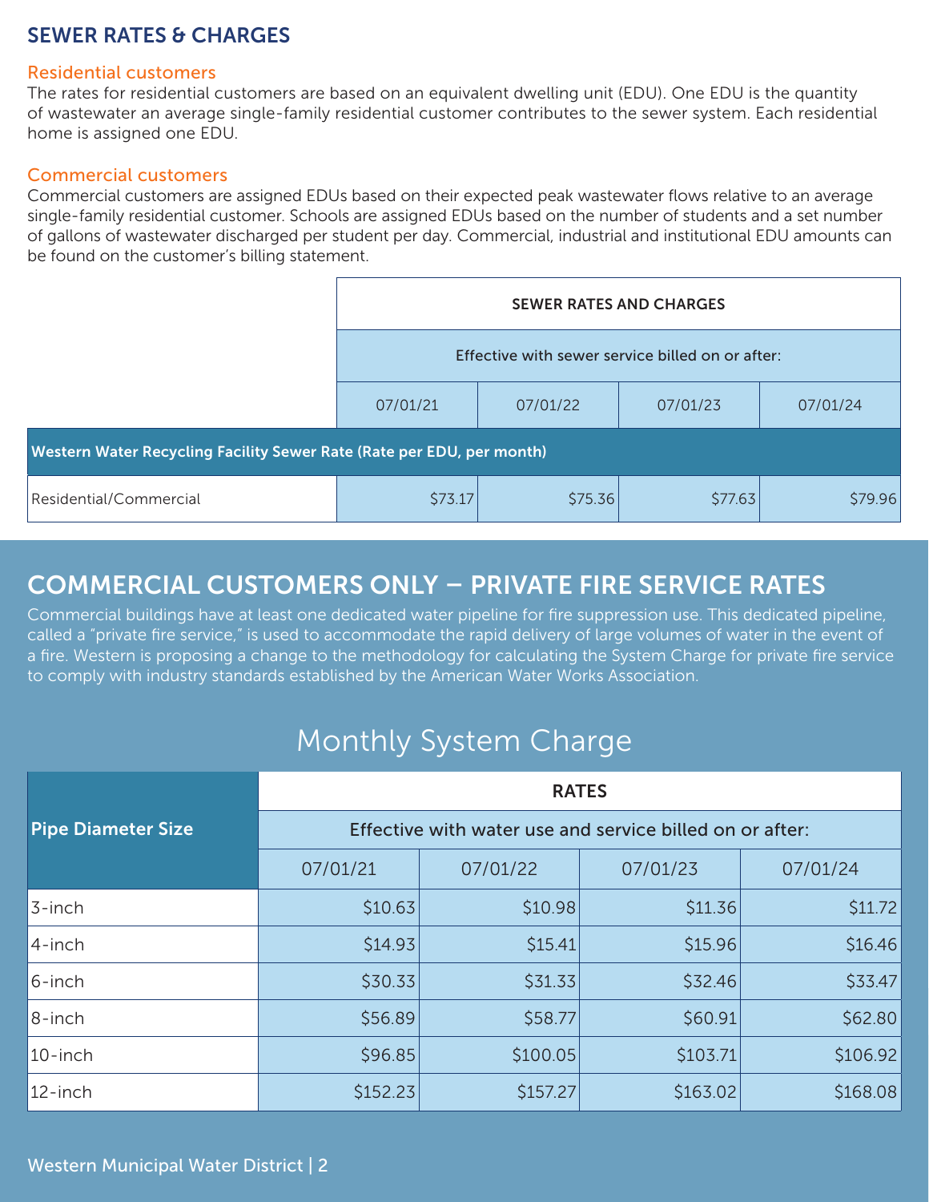## SEWER RATES & CHARGES

### Residential customers

The rates for residential customers are based on an equivalent dwelling unit (EDU). One EDU is the quantity of wastewater an average single-family residential customer contributes to the sewer system. Each residential home is assigned one EDU.

### Commercial customers

Commercial customers are assigned EDUs based on their expected peak wastewater flows relative to an average single-family residential customer. Schools are assigned EDUs based on the number of students and a set number of gallons of wastewater discharged per student per day. Commercial, industrial and institutional EDU amounts can be found on the customer's billing statement.

| | SEWER RATES AND CHARGES | | | |
|---|---|---|---|---|
| | Effective with sewer service billed on or after: | | | |
| | 07/01/21 | 07/01/22 | 07/01/23 | 07/01/24 |
| **Western Water Recycling Facility Sewer Rate (Rate per EDU, per month)** | | | | |
| Residential/Commercial | $73.17 | $75.36 | $77.63 | $79.96 |

## COMMERCIAL CUSTOMERS ONLY – PRIVATE FIRE SERVICE RATES

Commercial buildings have at least one dedicated water pipeline for fire suppression use. This dedicated pipeline, called a "private fire service," is used to accommodate the rapid delivery of large volumes of water in the event of a fire. Western is proposing a change to the methodology for calculating the System Charge for private fire service to comply with industry standards established by the American Water Works Association.

### Monthly System Charge

| Pipe Diameter Size | RATES | | | |
|---|---|---|---|---|
| | Effective with water use and service billed on or after: | | | |
| | 07/01/21 | 07/01/22 | 07/01/23 | 07/01/24 |
| 3-inch | $10.63 | $10.98 | $11.36 | $11.72 |
| 4-inch | $14.93 | $15.41 | $15.96 | $16.46 |
| 6-inch | $30.33 | $31.33 | $32.46 | $33.47 |
| 8-inch | $56.89 | $58.77 | $60.91 | $62.80 |
| 10-inch | $96.85 | $100.05 | $103.71 | $106.92 |
| 12-inch | $152.23 | $157.27 | $163.02 | $168.08 |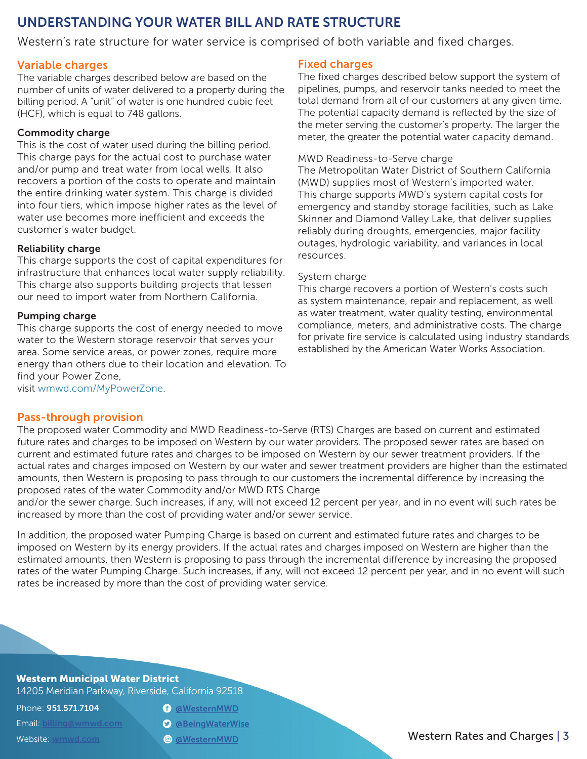# UNDERSTANDING YOUR WATER BILL AND RATE STRUCTURE

Western's rate structure for water service is comprised of both variable and fixed charges.

## Variable charges

The variable charges described below are based on the number of units of water delivered to a property during the billing period. A "unit" of water is one hundred cubic feet (HCF), which is equal to 748 gallons.

### Commodity charge

This is the cost of water used during the billing period. This charge pays for the actual cost to purchase water and/or pump and treat water from local wells. It also recovers a portion of the costs to operate and maintain the entire drinking water system. This charge is divided into four tiers, which impose higher rates as the level of water use becomes more inefficient and exceeds the customer's water budget.

### Reliability charge

This charge supports the cost of capital expenditures for infrastructure that enhances local water supply reliability. This charge also supports building projects that lessen our need to import water from Northern California.

### Pumping charge

This charge supports the cost of energy needed to move water to the Western storage reservoir that serves your area. Some service areas, or power zones, require more energy than others due to their location and elevation. To find your Power Zone,
visit wmwd.com/MyPowerZone.

## Fixed charges

The fixed charges described below support the system of pipelines, pumps, and reservoir tanks needed to meet the total demand from all of our customers at any given time. The potential capacity demand is reflected by the size of the meter serving the customer's property. The larger the meter, the greater the potential water capacity demand.

### MWD Readiness-to-Serve charge

The Metropolitan Water District of Southern California (MWD) supplies most of Western's imported water. This charge supports MWD's system capital costs for emergency and standby storage facilities, such as Lake Skinner and Diamond Valley Lake, that deliver supplies reliably during droughts, emergencies, major facility outages, hydrologic variability, and variances in local resources.

### System charge

This charge recovers a portion of Western's costs such as system maintenance, repair and replacement, as well as water treatment, water quality testing, environmental compliance, meters, and administrative costs. The charge for private fire service is calculated using industry standards established by the American Water Works Association.

## Pass-through provision

The proposed water Commodity and MWD Readiness-to-Serve (RTS) Charges are based on current and estimated future rates and charges to be imposed on Western by our water providers. The proposed sewer rates are based on current and estimated future rates and charges to be imposed on Western by our sewer treatment providers. If the actual rates and charges imposed on Western by our water and sewer treatment providers are higher than the estimated amounts, then Western is proposing to pass through to our customers the incremental difference by increasing the proposed rates of the water Commodity and/or MWD RTS Charge
and/or the sewer charge. Such increases, if any, will not exceed 12 percent per year, and in no event will such rates be increased by more than the cost of providing water and/or sewer service.

In addition, the proposed water Pumping Charge is based on current and estimated future rates and charges to be imposed on Western by its energy providers. If the actual rates and charges imposed on Western are higher than the estimated amounts, then Western is proposing to pass through the incremental difference by increasing the proposed rates of the water Pumping Charge. Such increases, if any, will not exceed 12 percent per year, and in no event will such rates be increased by more than the cost of providing water service.

**Western Municipal Water District**
14205 Meridian Parkway, Riverside, California 92518

Phone: **951.571.7104**
Email: billing@wmwd.com
Website: wmwd.com

@WesternMWD
@BeingWaterWise
@WesternMWD